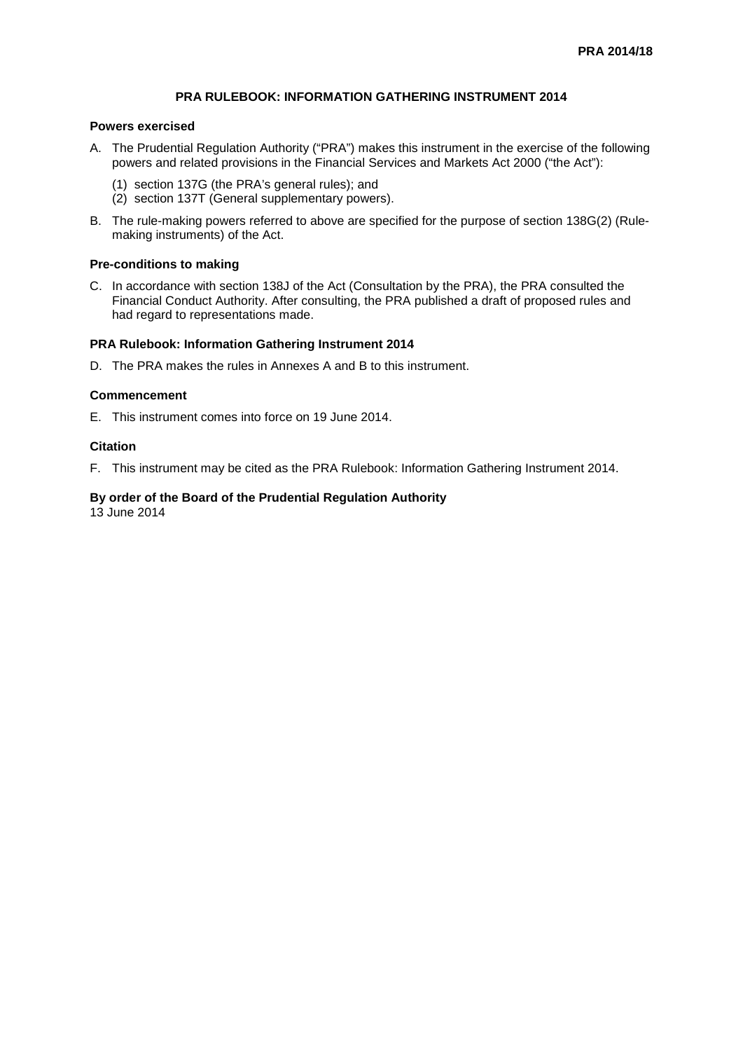**PRA 2014/18**

# PRA RULEBOOK: INFORMATION GATHERING INSTRUMENT 2014

## Powers exercised

A. The Prudential Regulation Authority ("PRA") makes this instrument in the exercise of the following powers and related provisions in the Financial Services and Markets Act 2000 ("the Act"):

   (1) section 137G (the PRA's general rules); and
   (2) section 137T (General supplementary powers).

B. The rule-making powers referred to above are specified for the purpose of section 138G(2) (Rule-making instruments) of the Act.

## Pre-conditions to making

C. In accordance with section 138J of the Act (Consultation by the PRA), the PRA consulted the Financial Conduct Authority. After consulting, the PRA published a draft of proposed rules and had regard to representations made.

## PRA Rulebook: Information Gathering Instrument 2014

D. The PRA makes the rules in Annexes A and B to this instrument.

## Commencement

E. This instrument comes into force on 19 June 2014.

## Citation

F. This instrument may be cited as the PRA Rulebook: Information Gathering Instrument 2014.

**By order of the Board of the Prudential Regulation Authority**
13 June 2014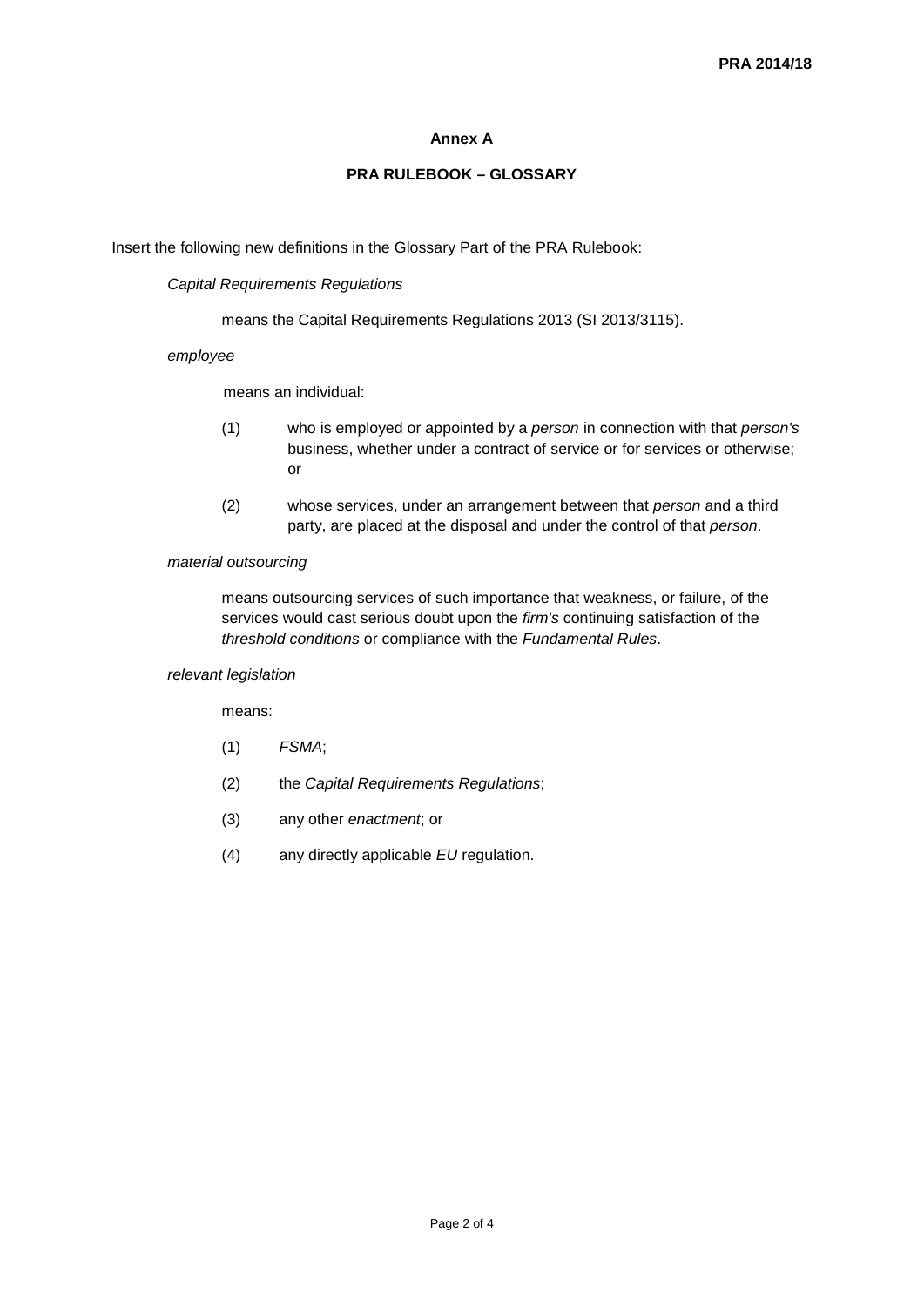## Annex A

## PRA RULEBOOK – GLOSSARY

Insert the following new definitions in the Glossary Part of the PRA Rulebook:

*Capital Requirements Regulations*

means the Capital Requirements Regulations 2013 (SI 2013/3115).

*employee*

means an individual:

(1) who is employed or appointed by a *person* in connection with that *person's* business, whether under a contract of service or for services or otherwise; or

(2) whose services, under an arrangement between that *person* and a third party, are placed at the disposal and under the control of that *person*.

*material outsourcing*

means outsourcing services of such importance that weakness, or failure, of the services would cast serious doubt upon the *firm's* continuing satisfaction of the *threshold conditions* or compliance with the *Fundamental Rules*.

*relevant legislation*

means:

(1) *FSMA*;

(2) the *Capital Requirements Regulations*;

(3) any other *enactment*; or

(4) any directly applicable *EU* regulation.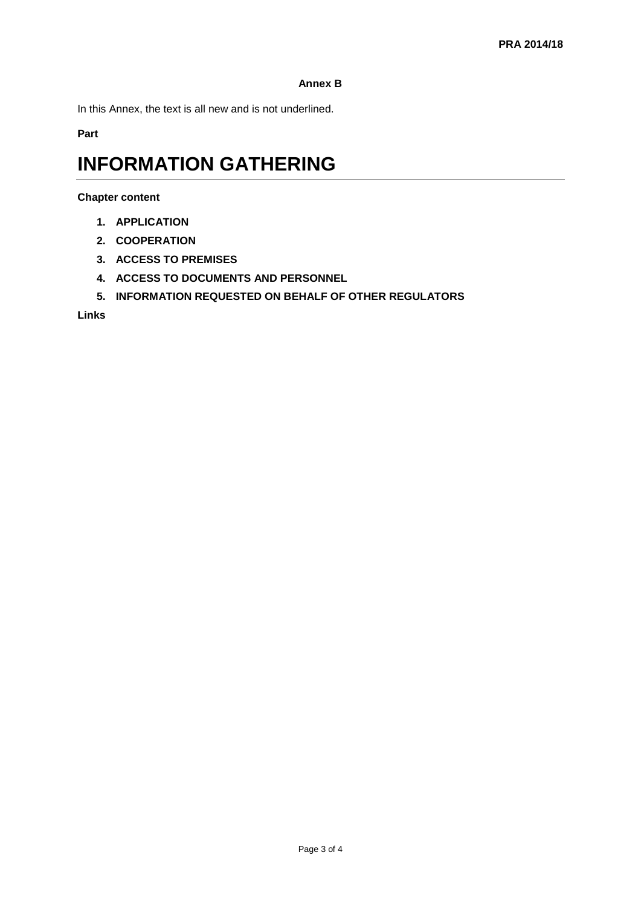**Annex B**

In this Annex, the text is all new and is not underlined.

**Part**

# INFORMATION GATHERING

**Chapter content**

1. **APPLICATION**
2. **COOPERATION**
3. **ACCESS TO PREMISES**
4. **ACCESS TO DOCUMENTS AND PERSONNEL**
5. **INFORMATION REQUESTED ON BEHALF OF OTHER REGULATORS**

**Links**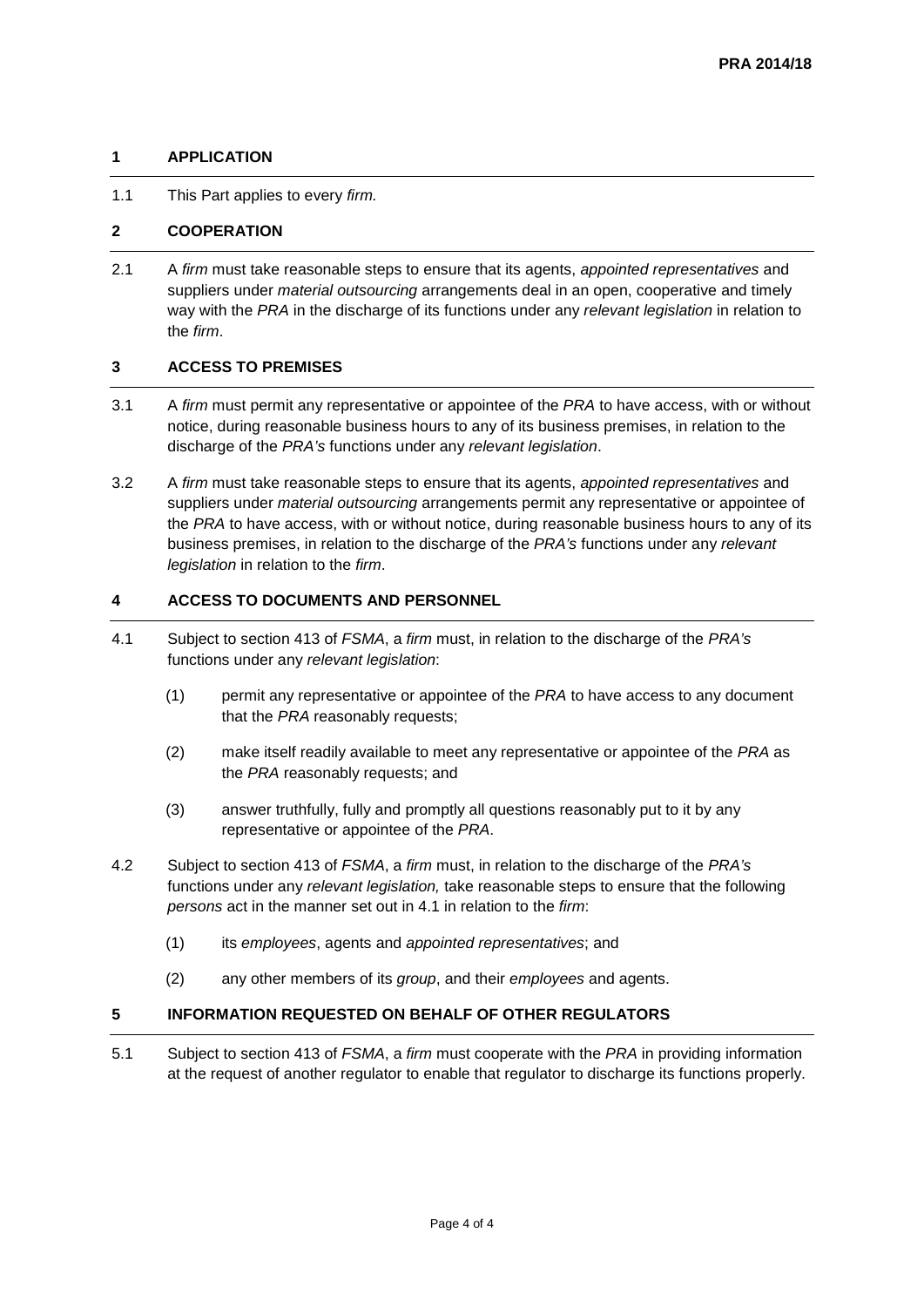## 1 APPLICATION

1.1 This Part applies to every *firm.*

## 2 COOPERATION

2.1 A *firm* must take reasonable steps to ensure that its agents, *appointed representatives* and suppliers under *material outsourcing* arrangements deal in an open, cooperative and timely way with the *PRA* in the discharge of its functions under any *relevant legislation* in relation to the *firm*.

## 3 ACCESS TO PREMISES

3.1 A *firm* must permit any representative or appointee of the *PRA* to have access, with or without notice, during reasonable business hours to any of its business premises, in relation to the discharge of the *PRA's* functions under any *relevant legislation*.

3.2 A *firm* must take reasonable steps to ensure that its agents, *appointed representatives* and suppliers under *material outsourcing* arrangements permit any representative or appointee of the *PRA* to have access, with or without notice, during reasonable business hours to any of its business premises, in relation to the discharge of the *PRA's* functions under any *relevant legislation* in relation to the *firm*.

## 4 ACCESS TO DOCUMENTS AND PERSONNEL

4.1 Subject to section 413 of *FSMA*, a *firm* must, in relation to the discharge of the *PRA's* functions under any *relevant legislation*:

(1) permit any representative or appointee of the *PRA* to have access to any document that the *PRA* reasonably requests;

(2) make itself readily available to meet any representative or appointee of the *PRA* as the *PRA* reasonably requests; and

(3) answer truthfully, fully and promptly all questions reasonably put to it by any representative or appointee of the *PRA*.

4.2 Subject to section 413 of *FSMA*, a *firm* must, in relation to the discharge of the *PRA's* functions under any *relevant legislation,* take reasonable steps to ensure that the following *persons* act in the manner set out in 4.1 in relation to the *firm*:

(1) its *employees*, agents and *appointed representatives*; and

(2) any other members of its *group*, and their *employees* and agents.

## 5 INFORMATION REQUESTED ON BEHALF OF OTHER REGULATORS

5.1 Subject to section 413 of *FSMA*, a *firm* must cooperate with the *PRA* in providing information at the request of another regulator to enable that regulator to discharge its functions properly.